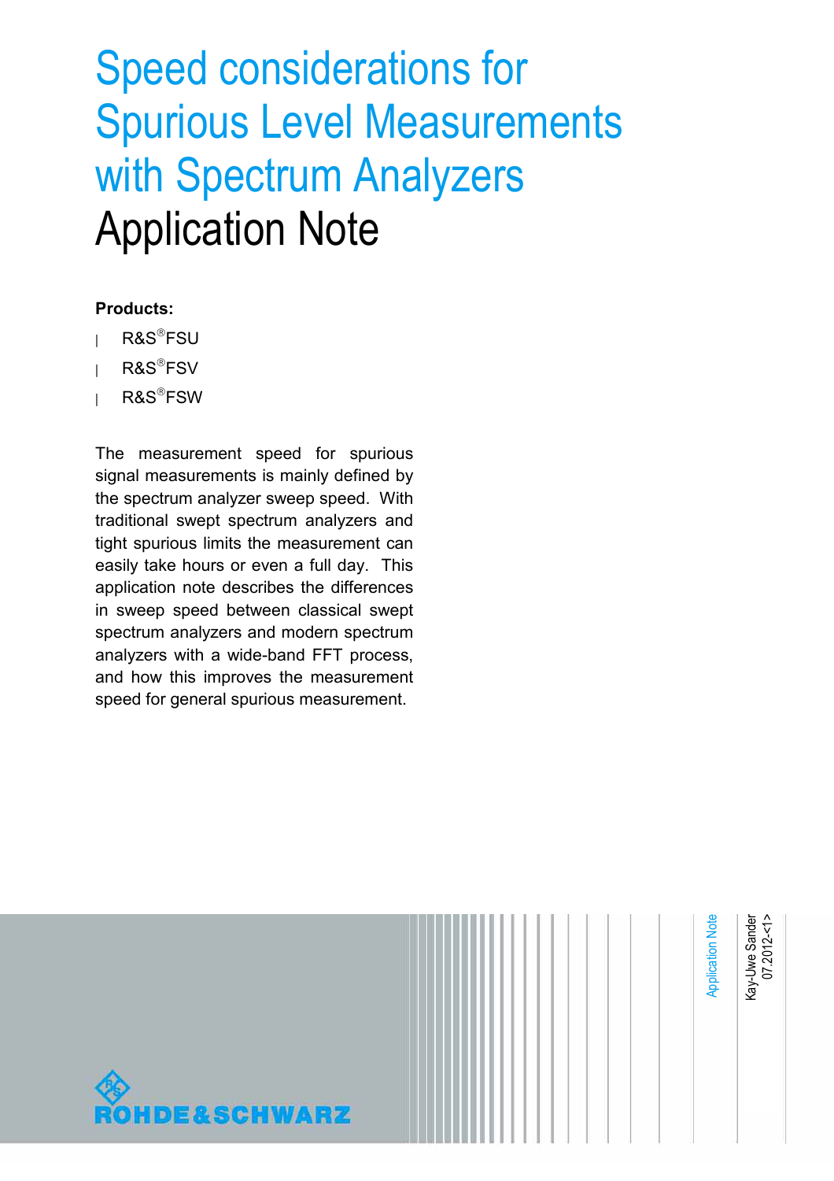# Speed considerations for Spurious Level Measurements with Spectrum Analyzers
# Application Note

**Products:**

- R&S®FSU
- R&S®FSV
- R&S®FSW

The measurement speed for spurious signal measurements is mainly defined by the spectrum analyzer sweep speed. With traditional swept spectrum analyzers and tight spurious limits the measurement can easily take hours or even a full day. This application note describes the differences in sweep speed between classical swept spectrum analyzers and modern spectrum analyzers with a wide-band FFT process, and how this improves the measurement speed for general spurious measurement.

Application Note

Kay-Uwe Sander
07.2012-<1>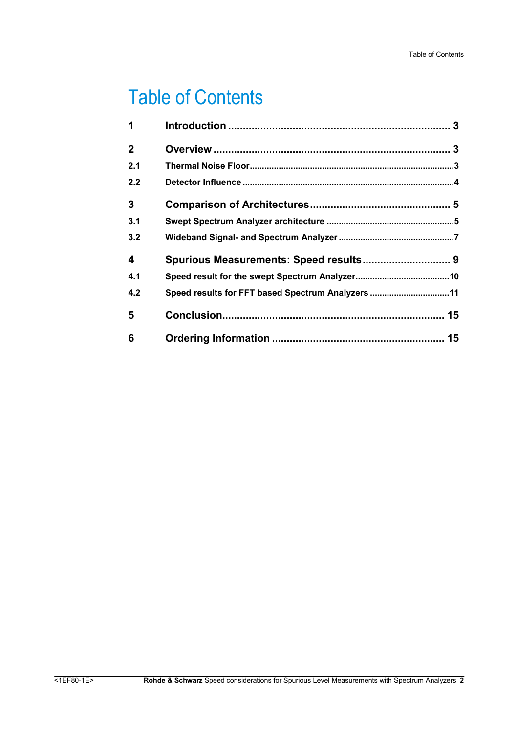# Table of Contents

| | | |
|---|---|---|
| **1** | **Introduction** | **3** |
| **2** | **Overview** | **3** |
| **2.1** | **Thermal Noise Floor** | **3** |
| **2.2** | **Detector Influence** | **4** |
| **3** | **Comparison of Architectures** | **5** |
| **3.1** | **Swept Spectrum Analyzer architecture** | **5** |
| **3.2** | **Wideband Signal- and Spectrum Analyzer** | **7** |
| **4** | **Spurious Measurements: Speed results** | **9** |
| **4.1** | **Speed result for the swept Spectrum Analyzer** | **10** |
| **4.2** | **Speed results for FFT based Spectrum Analyzers** | **11** |
| **5** | **Conclusion** | **15** |
| **6** | **Ordering Information** | **15** |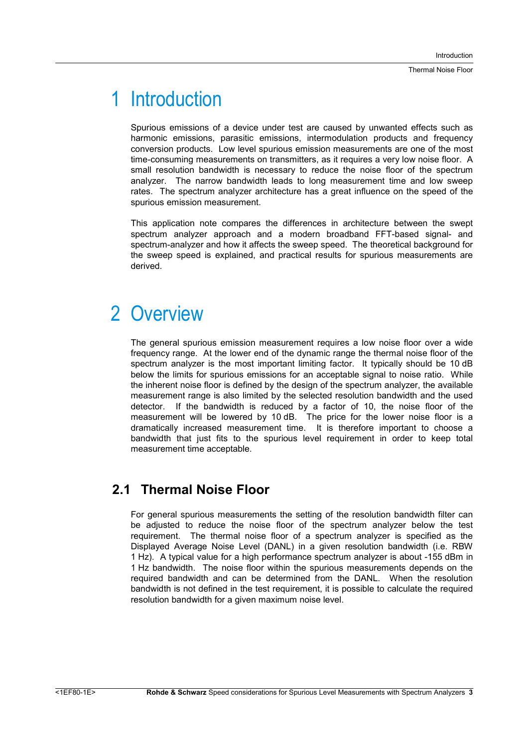# 1 Introduction

Spurious emissions of a device under test are caused by unwanted effects such as harmonic emissions, parasitic emissions, intermodulation products and frequency conversion products. Low level spurious emission measurements are one of the most time-consuming measurements on transmitters, as it requires a very low noise floor. A small resolution bandwidth is necessary to reduce the noise floor of the spectrum analyzer. The narrow bandwidth leads to long measurement time and low sweep rates. The spectrum analyzer architecture has a great influence on the speed of the spurious emission measurement.

This application note compares the differences in architecture between the swept spectrum analyzer approach and a modern broadband FFT-based signal- and spectrum-analyzer and how it affects the sweep speed. The theoretical background for the sweep speed is explained, and practical results for spurious measurements are derived.

# 2 Overview

The general spurious emission measurement requires a low noise floor over a wide frequency range. At the lower end of the dynamic range the thermal noise floor of the spectrum analyzer is the most important limiting factor. It typically should be 10 dB below the limits for spurious emissions for an acceptable signal to noise ratio. While the inherent noise floor is defined by the design of the spectrum analyzer, the available measurement range is also limited by the selected resolution bandwidth and the used detector. If the bandwidth is reduced by a factor of 10, the noise floor of the measurement will be lowered by 10 dB. The price for the lower noise floor is a dramatically increased measurement time. It is therefore important to choose a bandwidth that just fits to the spurious level requirement in order to keep total measurement time acceptable.

## 2.1 Thermal Noise Floor

For general spurious measurements the setting of the resolution bandwidth filter can be adjusted to reduce the noise floor of the spectrum analyzer below the test requirement. The thermal noise floor of a spectrum analyzer is specified as the Displayed Average Noise Level (DANL) in a given resolution bandwidth (i.e. RBW 1 Hz). A typical value for a high performance spectrum analyzer is about -155 dBm in 1 Hz bandwidth. The noise floor within the spurious measurements depends on the required bandwidth and can be determined from the DANL. When the resolution bandwidth is not defined in the test requirement, it is possible to calculate the required resolution bandwidth for a given maximum noise level.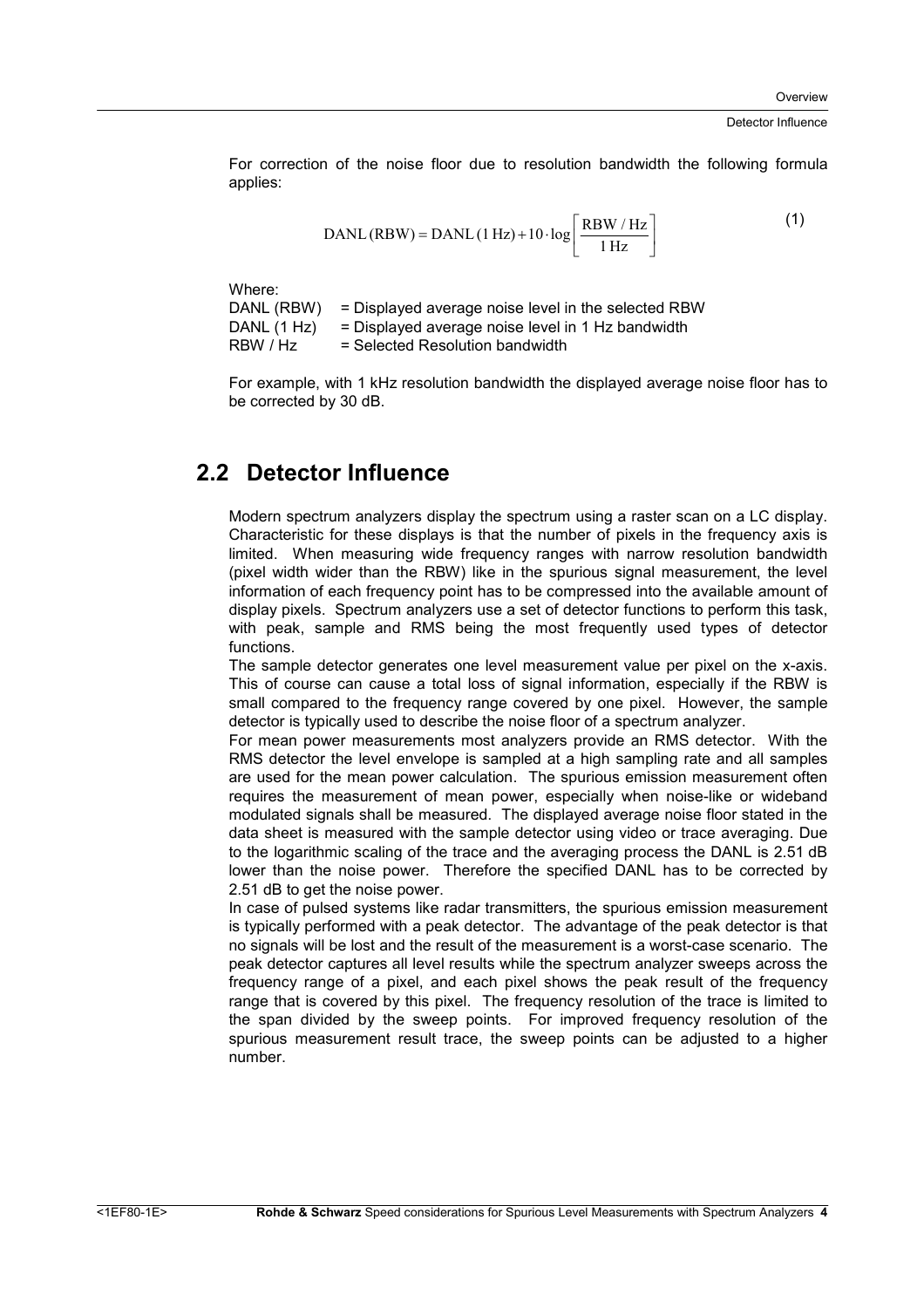For correction of the noise floor due to resolution bandwidth the following formula applies:

$$\mathrm{DANL}\,(\mathrm{RBW}) = \mathrm{DANL}\,(1\,\mathrm{Hz}) + 10 \cdot \log\left[\frac{\mathrm{RBW}/\mathrm{Hz}}{1\,\mathrm{Hz}}\right] \tag{1}$$

Where:

DANL (RBW) = Displayed average noise level in the selected RBW
DANL (1 Hz) = Displayed average noise level in 1 Hz bandwidth
RBW / Hz = Selected Resolution bandwidth

For example, with 1 kHz resolution bandwidth the displayed average noise floor has to be corrected by 30 dB.

## 2.2 Detector Influence

Modern spectrum analyzers display the spectrum using a raster scan on a LC display. Characteristic for these displays is that the number of pixels in the frequency axis is limited. When measuring wide frequency ranges with narrow resolution bandwidth (pixel width wider than the RBW) like in the spurious signal measurement, the level information of each frequency point has to be compressed into the available amount of display pixels. Spectrum analyzers use a set of detector functions to perform this task, with peak, sample and RMS being the most frequently used types of detector functions.

The sample detector generates one level measurement value per pixel on the x-axis. This of course can cause a total loss of signal information, especially if the RBW is small compared to the frequency range covered by one pixel. However, the sample detector is typically used to describe the noise floor of a spectrum analyzer.

For mean power measurements most analyzers provide an RMS detector. With the RMS detector the level envelope is sampled at a high sampling rate and all samples are used for the mean power calculation. The spurious emission measurement often requires the measurement of mean power, especially when noise-like or wideband modulated signals shall be measured. The displayed average noise floor stated in the data sheet is measured with the sample detector using video or trace averaging. Due to the logarithmic scaling of the trace and the averaging process the DANL is 2.51 dB lower than the noise power. Therefore the specified DANL has to be corrected by 2.51 dB to get the noise power.

In case of pulsed systems like radar transmitters, the spurious emission measurement is typically performed with a peak detector. The advantage of the peak detector is that no signals will be lost and the result of the measurement is a worst-case scenario. The peak detector captures all level results while the spectrum analyzer sweeps across the frequency range of a pixel, and each pixel shows the peak result of the frequency range that is covered by this pixel. The frequency resolution of the trace is limited to the span divided by the sweep points. For improved frequency resolution of the spurious measurement result trace, the sweep points can be adjusted to a higher number.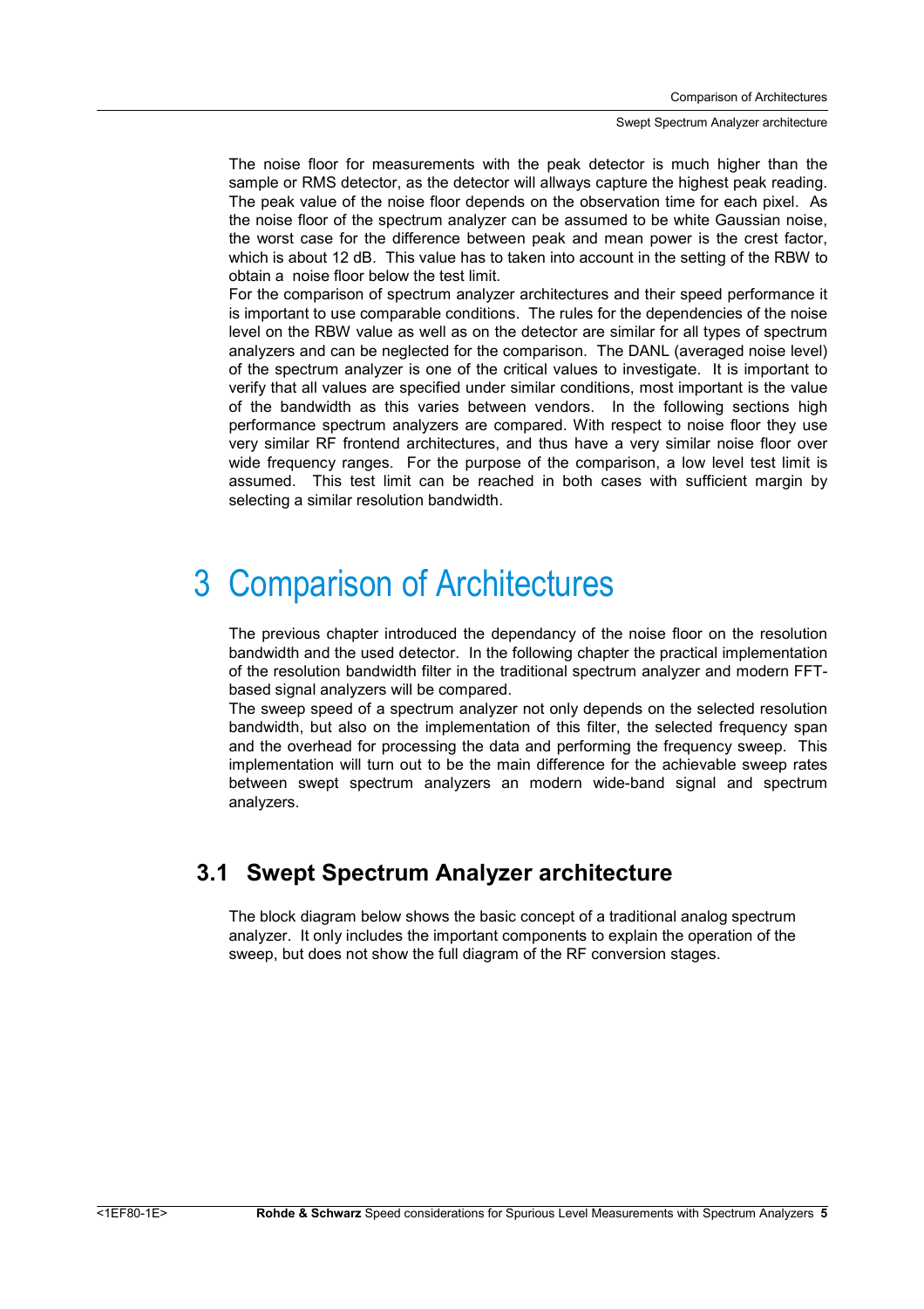The noise floor for measurements with the peak detector is much higher than the sample or RMS detector, as the detector will allways capture the highest peak reading. The peak value of the noise floor depends on the observation time for each pixel. As the noise floor of the spectrum analyzer can be assumed to be white Gaussian noise, the worst case for the difference between peak and mean power is the crest factor, which is about 12 dB. This value has to taken into account in the setting of the RBW to obtain a noise floor below the test limit.

For the comparison of spectrum analyzer architectures and their speed performance it is important to use comparable conditions. The rules for the dependencies of the noise level on the RBW value as well as on the detector are similar for all types of spectrum analyzers and can be neglected for the comparison. The DANL (averaged noise level) of the spectrum analyzer is one of the critical values to investigate. It is important to verify that all values are specified under similar conditions, most important is the value of the bandwidth as this varies between vendors. In the following sections high performance spectrum analyzers are compared. With respect to noise floor they use very similar RF frontend architectures, and thus have a very similar noise floor over wide frequency ranges. For the purpose of the comparison, a low level test limit is assumed. This test limit can be reached in both cases with sufficient margin by selecting a similar resolution bandwidth.

# 3 Comparison of Architectures

The previous chapter introduced the dependancy of the noise floor on the resolution bandwidth and the used detector. In the following chapter the practical implementation of the resolution bandwidth filter in the traditional spectrum analyzer and modern FFT-based signal analyzers will be compared.

The sweep speed of a spectrum analyzer not only depends on the selected resolution bandwidth, but also on the implementation of this filter, the selected frequency span and the overhead for processing the data and performing the frequency sweep. This implementation will turn out to be the main difference for the achievable sweep rates between swept spectrum analyzers an modern wide-band signal and spectrum analyzers.

## 3.1 Swept Spectrum Analyzer architecture

The block diagram below shows the basic concept of a traditional analog spectrum analyzer. It only includes the important components to explain the operation of the sweep, but does not show the full diagram of the RF conversion stages.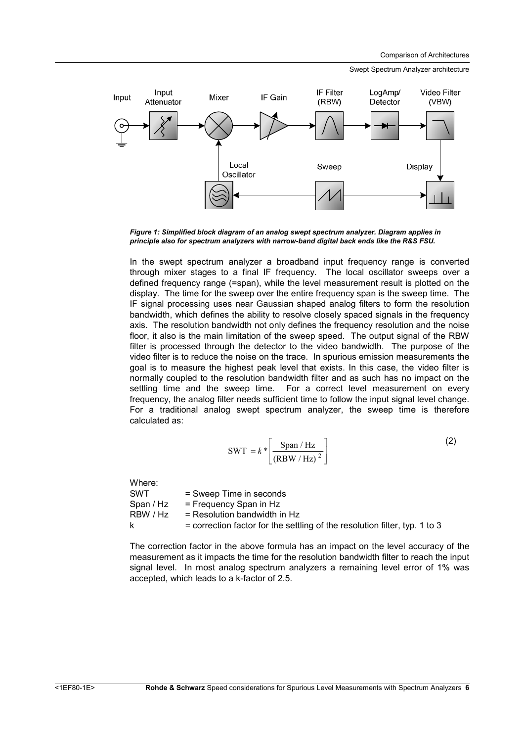*Figure 1: Simplified block diagram of an analog swept spectrum analyzer. Diagram applies in principle also for spectrum analyzers with narrow-band digital back ends like the R&S FSU.*

In the swept spectrum analyzer a broadband input frequency range is converted through mixer stages to a final IF frequency. The local oscillator sweeps over a defined frequency range (=span), while the level measurement result is plotted on the display. The time for the sweep over the entire frequency span is the sweep time. The IF signal processing uses near Gaussian shaped analog filters to form the resolution bandwidth, which defines the ability to resolve closely spaced signals in the frequency axis. The resolution bandwidth not only defines the frequency resolution and the noise floor, it also is the main limitation of the sweep speed. The output signal of the RBW filter is processed through the detector to the video bandwidth. The purpose of the video filter is to reduce the noise on the trace. In spurious emission measurements the goal is to measure the highest peak level that exists. In this case, the video filter is normally coupled to the resolution bandwidth filter and as such has no impact on the settling time and the sweep time. For a correct level measurement on every frequency, the analog filter needs sufficient time to follow the input signal level change. For a traditional analog swept spectrum analyzer, the sweep time is therefore calculated as:

$$\mathrm{SWT} = k * \left[ \frac{\mathrm{Span / Hz}}{(\mathrm{RBW / Hz})^2} \right] \tag{2}$$

Where:

| | |
|---|---|
| SWT | = Sweep Time in seconds |
| Span / Hz | = Frequency Span in Hz |
| RBW / Hz | = Resolution bandwidth in Hz |
| k | = correction factor for the settling of the resolution filter, typ. 1 to 3 |

The correction factor in the above formula has an impact on the level accuracy of the measurement as it impacts the time for the resolution bandwidth filter to reach the input signal level. In most analog spectrum analyzers a remaining level error of 1% was accepted, which leads to a k-factor of 2.5.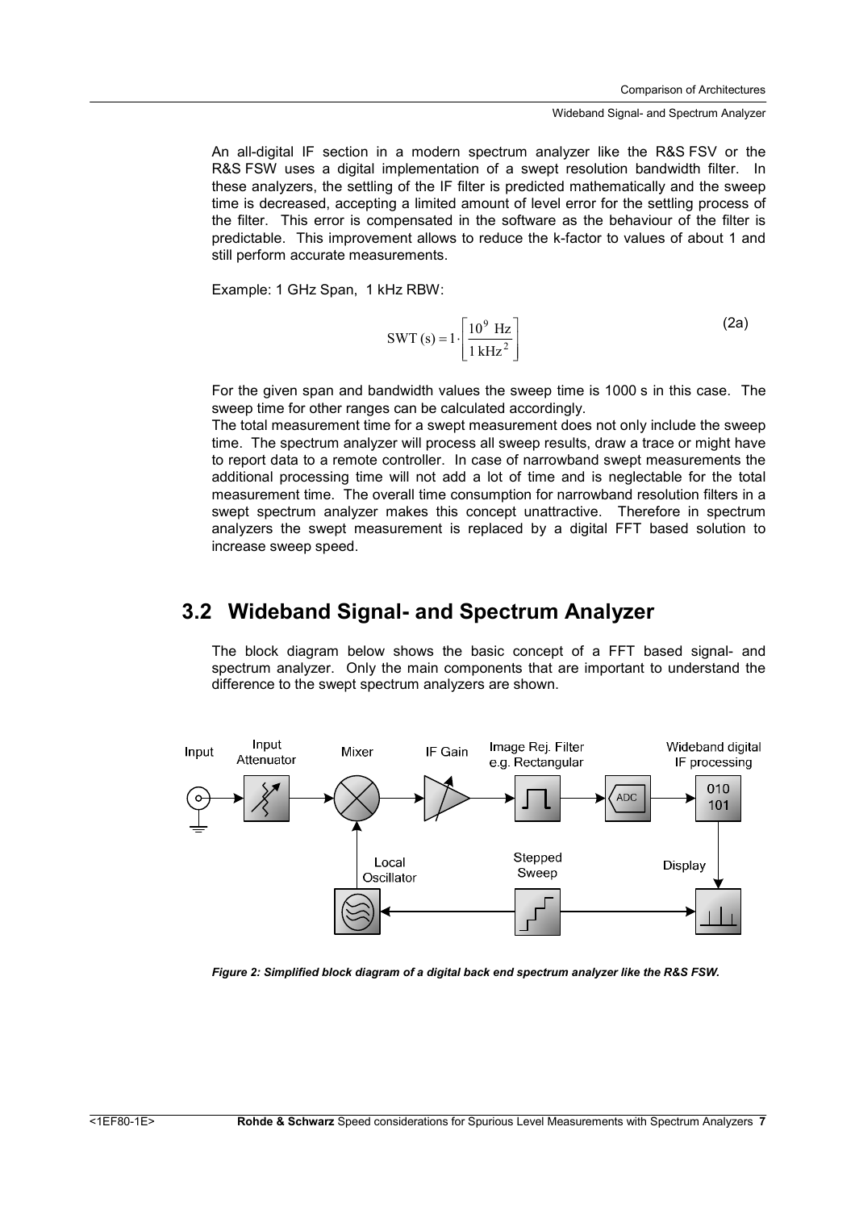An all-digital IF section in a modern spectrum analyzer like the R&S FSV or the R&S FSW uses a digital implementation of a swept resolution bandwidth filter. In these analyzers, the settling of the IF filter is predicted mathematically and the sweep time is decreased, accepting a limited amount of level error for the settling process of the filter. This error is compensated in the software as the behaviour of the filter is predictable. This improvement allows to reduce the k-factor to values of about 1 and still perform accurate measurements.

Example: 1 GHz Span, 1 kHz RBW:

$$\mathrm{SWT\ (s)} = 1 \cdot \left[ \frac{10^9\ \mathrm{Hz}}{1\ \mathrm{kHz}^2} \right] \tag{2a}$$

For the given span and bandwidth values the sweep time is 1000 s in this case. The sweep time for other ranges can be calculated accordingly.
The total measurement time for a swept measurement does not only include the sweep time. The spectrum analyzer will process all sweep results, draw a trace or might have to report data to a remote controller. In case of narrowband swept measurements the additional processing time will not add a lot of time and is neglectable for the total measurement time. The overall time consumption for narrowband resolution filters in a swept spectrum analyzer makes this concept unattractive. Therefore in spectrum analyzers the swept measurement is replaced by a digital FFT based solution to increase sweep speed.

## 3.2 Wideband Signal- and Spectrum Analyzer

The block diagram below shows the basic concept of a FFT based signal- and spectrum analyzer. Only the main components that are important to understand the difference to the swept spectrum analyzers are shown.

Input | Input Attenuator | Mixer | IF Gain | Image Rej. Filter e.g. Rectangular | ADC | Wideband digital IF processing 010 101 | Local Oscillator | Stepped Sweep | Display

*Figure 2: Simplified block diagram of a digital back end spectrum analyzer like the R&S FSW.*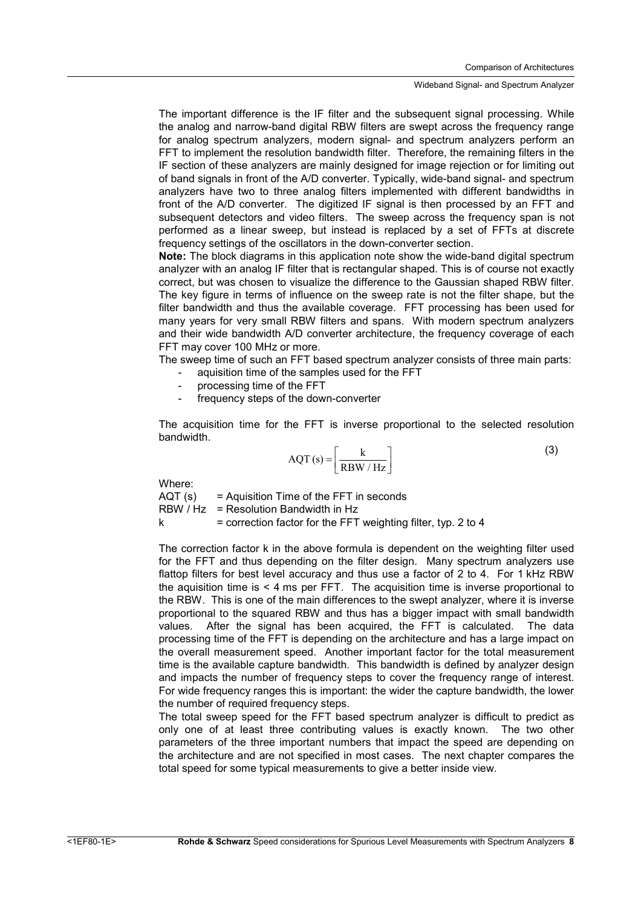The important difference is the IF filter and the subsequent signal processing. While the analog and narrow-band digital RBW filters are swept across the frequency range for analog spectrum analyzers, modern signal- and spectrum analyzers perform an FFT to implement the resolution bandwidth filter. Therefore, the remaining filters in the IF section of these analyzers are mainly designed for image rejection or for limiting out of band signals in front of the A/D converter. Typically, wide-band signal- and spectrum analyzers have two to three analog filters implemented with different bandwidths in front of the A/D converter. The digitized IF signal is then processed by an FFT and subsequent detectors and video filters. The sweep across the frequency span is not performed as a linear sweep, but instead is replaced by a set of FFTs at discrete frequency settings of the oscillators in the down-converter section.

**Note:** The block diagrams in this application note show the wide-band digital spectrum analyzer with an analog IF filter that is rectangular shaped. This is of course not exactly correct, but was chosen to visualize the difference to the Gaussian shaped RBW filter. The key figure in terms of influence on the sweep rate is not the filter shape, but the filter bandwidth and thus the available coverage. FFT processing has been used for many years for very small RBW filters and spans. With modern spectrum analyzers and their wide bandwidth A/D converter architecture, the frequency coverage of each FFT may cover 100 MHz or more.

The sweep time of such an FFT based spectrum analyzer consists of three main parts:

- aquisition time of the samples used for the FFT
- processing time of the FFT
- frequency steps of the down-converter

The acquisition time for the FFT is inverse proportional to the selected resolution bandwidth.

$$\mathrm{AQT\,(s)} = \left[ \frac{\mathrm{k}}{\mathrm{RBW\,/\,Hz}} \right] \tag{3}$$

Where:

AQT (s) = Aquisition Time of the FFT in seconds
RBW / Hz = Resolution Bandwidth in Hz
k = correction factor for the FFT weighting filter, typ. 2 to 4

The correction factor k in the above formula is dependent on the weighting filter used for the FFT and thus depending on the filter design. Many spectrum analyzers use flattop filters for best level accuracy and thus use a factor of 2 to 4. For 1 kHz RBW the aquisition time is < 4 ms per FFT. The acquisition time is inverse proportional to the RBW. This is one of the main differences to the swept analyzer, where it is inverse proportional to the squared RBW and thus has a bigger impact with small bandwidth values. After the signal has been acquired, the FFT is calculated. The data processing time of the FFT is depending on the architecture and has a large impact on the overall measurement speed. Another important factor for the total measurement time is the available capture bandwidth. This bandwidth is defined by analyzer design and impacts the number of frequency steps to cover the frequency range of interest. For wide frequency ranges this is important: the wider the capture bandwidth, the lower the number of required frequency steps.

The total sweep speed for the FFT based spectrum analyzer is difficult to predict as only one of at least three contributing values is exactly known. The two other parameters of the three important numbers that impact the speed are depending on the architecture and are not specified in most cases. The next chapter compares the total speed for some typical measurements to give a better inside view.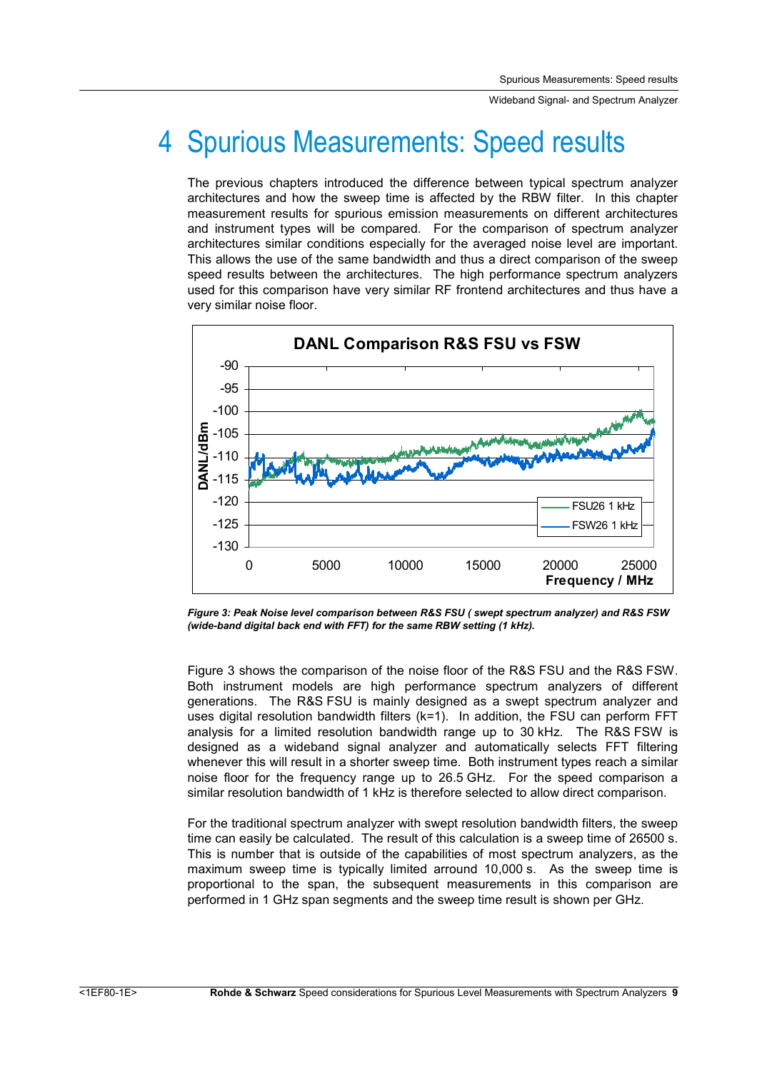# 4 Spurious Measurements: Speed results

The previous chapters introduced the difference between typical spectrum analyzer architectures and how the sweep time is affected by the RBW filter. In this chapter measurement results for spurious emission measurements on different architectures and instrument types will be compared. For the comparison of spectrum analyzer architectures similar conditions especially for the averaged noise level are important. This allows the use of the same bandwidth and thus a direct comparison of the sweep speed results between the architectures. The high performance spectrum analyzers used for this comparison have very similar RF frontend architectures and thus have a very similar noise floor.

*Figure 3: Peak Noise level comparison between R&S FSU ( swept spectrum analyzer) and R&S FSW (wide-band digital back end with FFT) for the same RBW setting (1 kHz).*

Figure 3 shows the comparison of the noise floor of the R&S FSU and the R&S FSW. Both instrument models are high performance spectrum analyzers of different generations. The R&S FSU is mainly designed as a swept spectrum analyzer and uses digital resolution bandwidth filters (k=1). In addition, the FSU can perform FFT analysis for a limited resolution bandwidth range up to 30 kHz. The R&S FSW is designed as a wideband signal analyzer and automatically selects FFT filtering whenever this will result in a shorter sweep time. Both instrument types reach a similar noise floor for the frequency range up to 26.5 GHz. For the speed comparison a similar resolution bandwidth of 1 kHz is therefore selected to allow direct comparison.

For the traditional spectrum analyzer with swept resolution bandwidth filters, the sweep time can easily be calculated. The result of this calculation is a sweep time of 26500 s. This is number that is outside of the capabilities of most spectrum analyzers, as the maximum sweep time is typically limited arround 10,000 s. As the sweep time is proportional to the span, the subsequent measurements in this comparison are performed in 1 GHz span segments and the sweep time result is shown per GHz.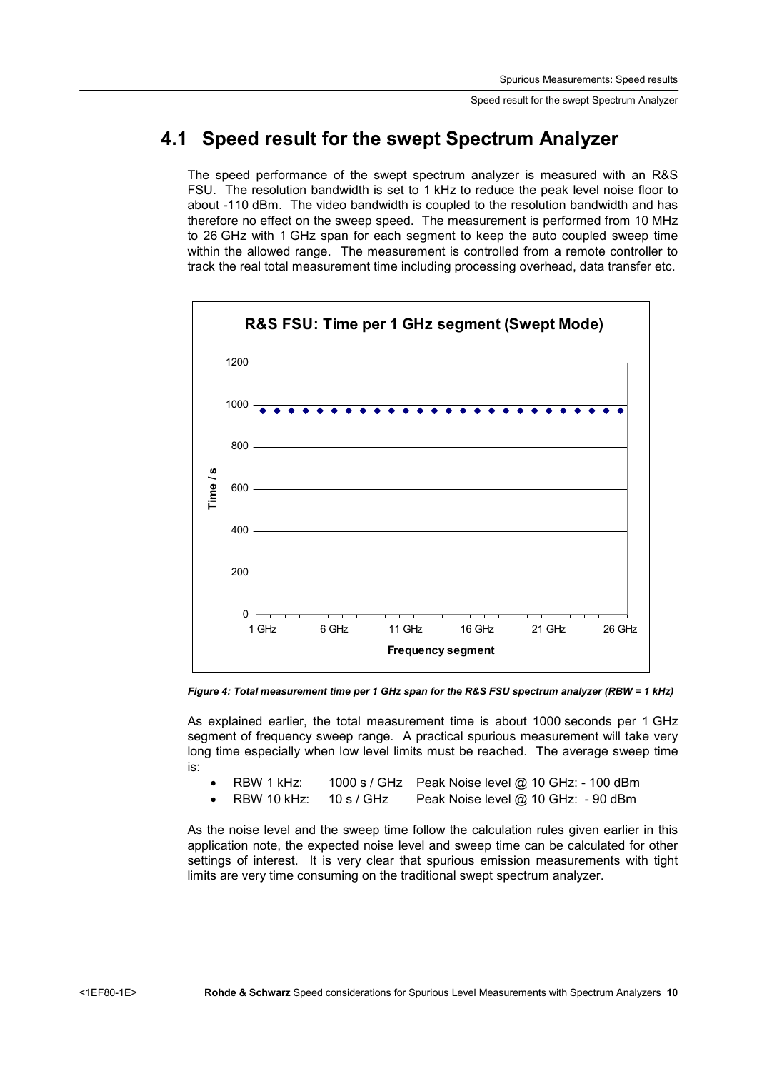## 4.1 Speed result for the swept Spectrum Analyzer

The speed performance of the swept spectrum analyzer is measured with an R&S FSU. The resolution bandwidth is set to 1 kHz to reduce the peak level noise floor to about -110 dBm. The video bandwidth is coupled to the resolution bandwidth and has therefore no effect on the sweep speed. The measurement is performed from 10 MHz to 26 GHz with 1 GHz span for each segment to keep the auto coupled sweep time within the allowed range. The measurement is controlled from a remote controller to track the real total measurement time including processing overhead, data transfer etc.

*Figure 4: Total measurement time per 1 GHz span for the R&S FSU spectrum analyzer (RBW = 1 kHz)*

As explained earlier, the total measurement time is about 1000 seconds per 1 GHz segment of frequency sweep range. A practical spurious measurement will take very long time especially when low level limits must be reached. The average sweep time is:

- RBW 1 kHz: 1000 s / GHz Peak Noise level @ 10 GHz: - 100 dBm
- RBW 10 kHz: 10 s / GHz Peak Noise level @ 10 GHz: - 90 dBm

As the noise level and the sweep time follow the calculation rules given earlier in this application note, the expected noise level and sweep time can be calculated for other settings of interest. It is very clear that spurious emission measurements with tight limits are very time consuming on the traditional swept spectrum analyzer.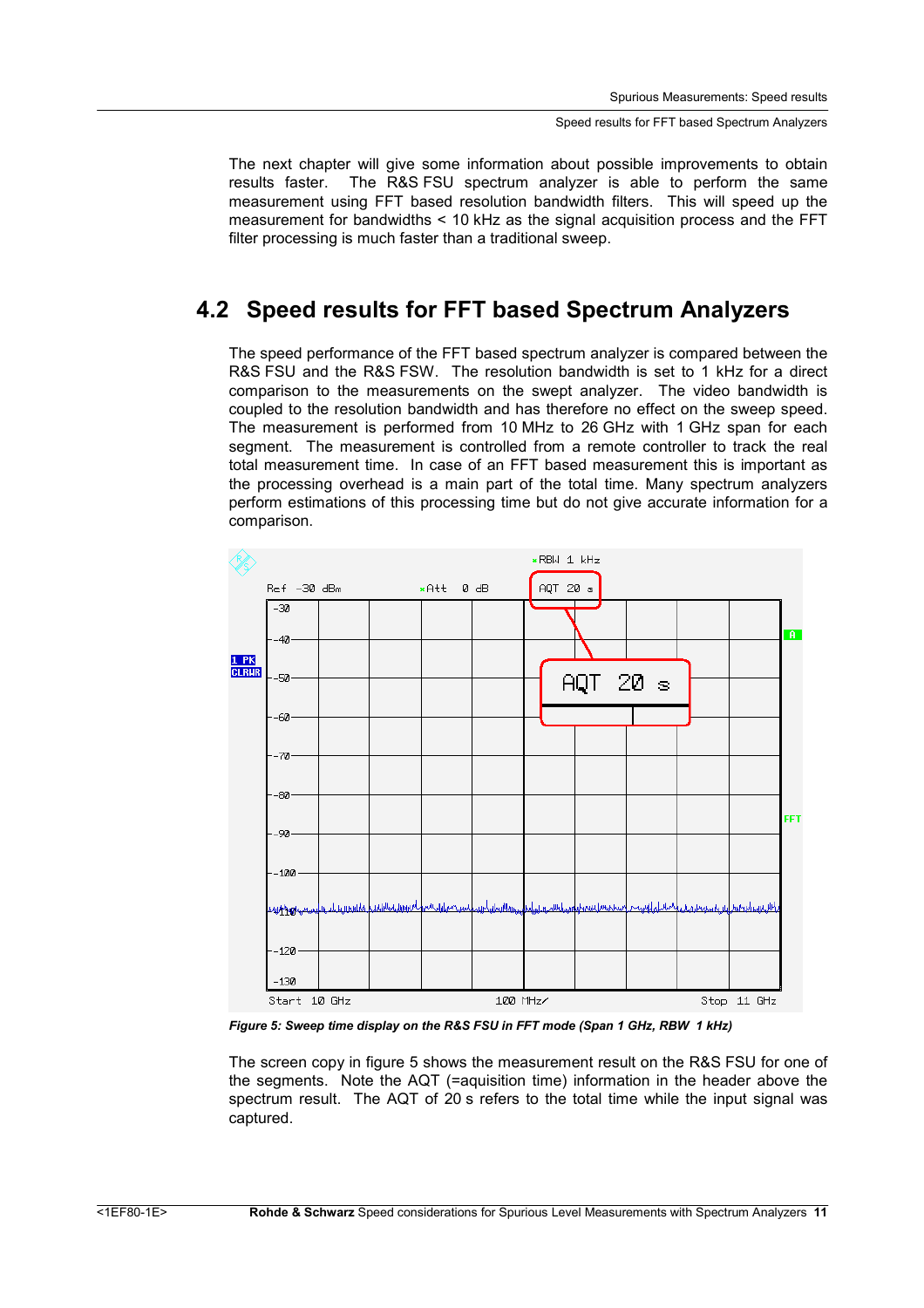The next chapter will give some information about possible improvements to obtain results faster. The R&S FSU spectrum analyzer is able to perform the same measurement using FFT based resolution bandwidth filters. This will speed up the measurement for bandwidths < 10 kHz as the signal acquisition process and the FFT filter processing is much faster than a traditional sweep.

## 4.2 Speed results for FFT based Spectrum Analyzers

The speed performance of the FFT based spectrum analyzer is compared between the R&S FSU and the R&S FSW. The resolution bandwidth is set to 1 kHz for a direct comparison to the measurements on the swept analyzer. The video bandwidth is coupled to the resolution bandwidth and has therefore no effect on the sweep speed. The measurement is performed from 10 MHz to 26 GHz with 1 GHz span for each segment. The measurement is controlled from a remote controller to track the real total measurement time. In case of an FFT based measurement this is important as the processing overhead is a main part of the total time. Many spectrum analyzers perform estimations of this processing time but do not give accurate information for a comparison.

*Figure 5: Sweep time display on the R&S FSU in FFT mode (Span 1 GHz, RBW 1 kHz)*

The screen copy in figure 5 shows the measurement result on the R&S FSU for one of the segments. Note the AQT (=aquisition time) information in the header above the spectrum result. The AQT of 20 s refers to the total time while the input signal was captured.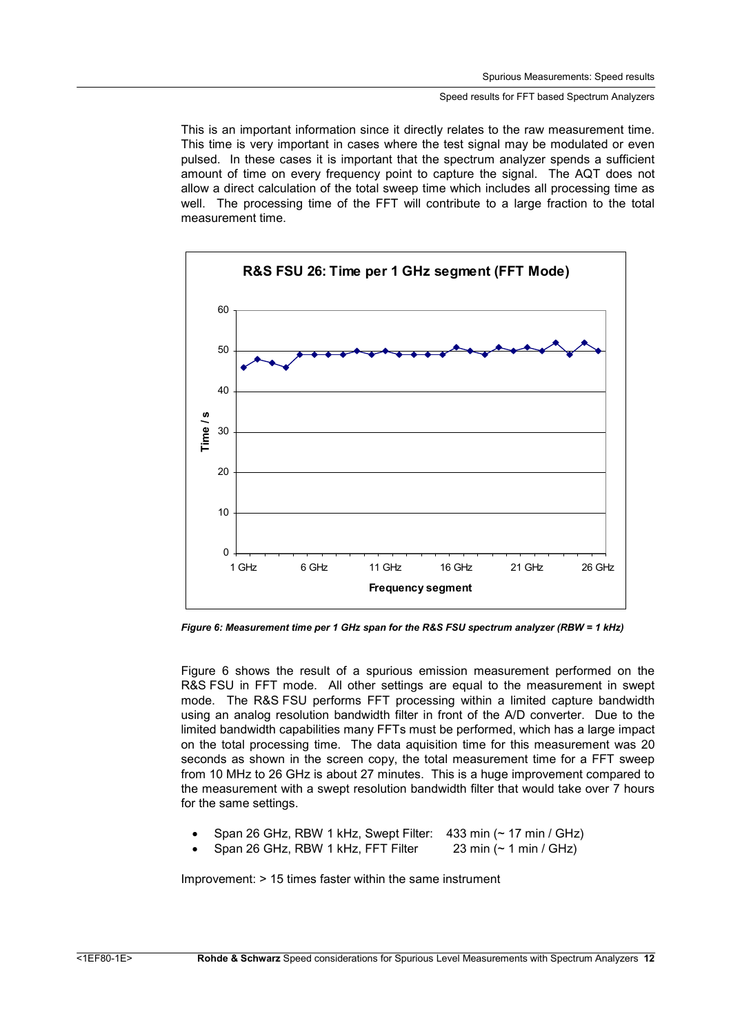This is an important information since it directly relates to the raw measurement time. This time is very important in cases where the test signal may be modulated or even pulsed. In these cases it is important that the spectrum analyzer spends a sufficient amount of time on every frequency point to capture the signal. The AQT does not allow a direct calculation of the total sweep time which includes all processing time as well. The processing time of the FFT will contribute to a large fraction to the total measurement time.

*Figure 6: Measurement time per 1 GHz span for the R&S FSU spectrum analyzer (RBW = 1 kHz)*

Figure 6 shows the result of a spurious emission measurement performed on the R&S FSU in FFT mode. All other settings are equal to the measurement in swept mode. The R&S FSU performs FFT processing within a limited capture bandwidth using an analog resolution bandwidth filter in front of the A/D converter. Due to the limited bandwidth capabilities many FFTs must be performed, which has a large impact on the total processing time. The data aquisition time for this measurement was 20 seconds as shown in the screen copy, the total measurement time for a FFT sweep from 10 MHz to 26 GHz is about 27 minutes. This is a huge improvement compared to the measurement with a swept resolution bandwidth filter that would take over 7 hours for the same settings.

- Span 26 GHz, RBW 1 kHz, Swept Filter: 433 min (~ 17 min / GHz)
- Span 26 GHz, RBW 1 kHz, FFT Filter 23 min (~ 1 min / GHz)

Improvement: > 15 times faster within the same instrument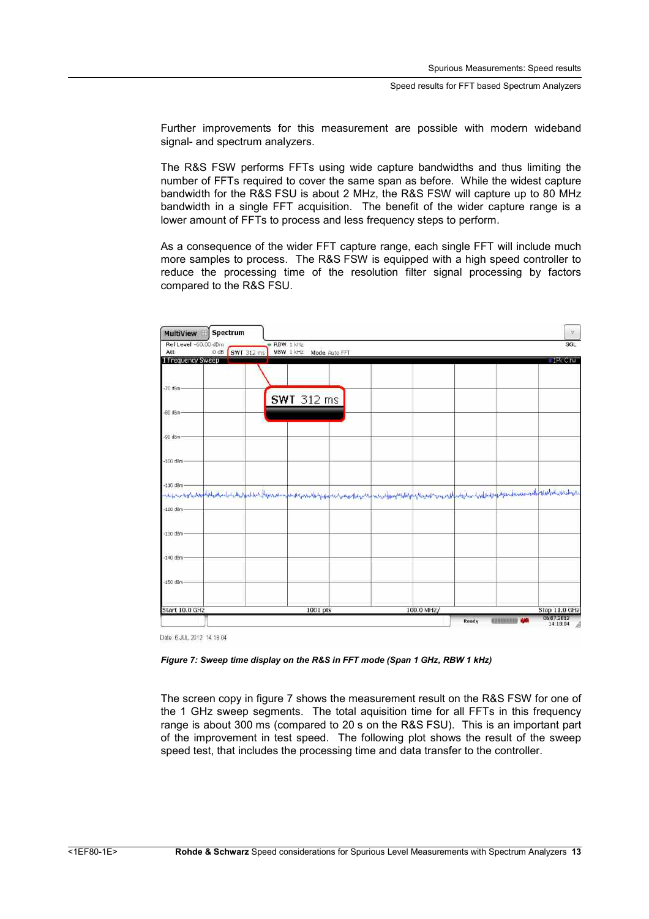Further improvements for this measurement are possible with modern wideband signal- and spectrum analyzers.

The R&S FSW performs FFTs using wide capture bandwidths and thus limiting the number of FFTs required to cover the same span as before. While the widest capture bandwidth for the R&S FSU is about 2 MHz, the R&S FSW will capture up to 80 MHz bandwidth in a single FFT acquisition. The benefit of the wider capture range is a lower amount of FFTs to process and less frequency steps to perform.

As a consequence of the wider FFT capture range, each single FFT will include much more samples to process. The R&S FSW is equipped with a high speed controller to reduce the processing time of the resolution filter signal processing by factors compared to the R&S FSU.

*Figure 7: Sweep time display on the R&S in FFT mode (Span 1 GHz, RBW 1 kHz)*

The screen copy in figure 7 shows the measurement result on the R&S FSW for one of the 1 GHz sweep segments. The total aquisition time for all FFTs in this frequency range is about 300 ms (compared to 20 s on the R&S FSU). This is an important part of the improvement in test speed. The following plot shows the result of the sweep speed test, that includes the processing time and data transfer to the controller.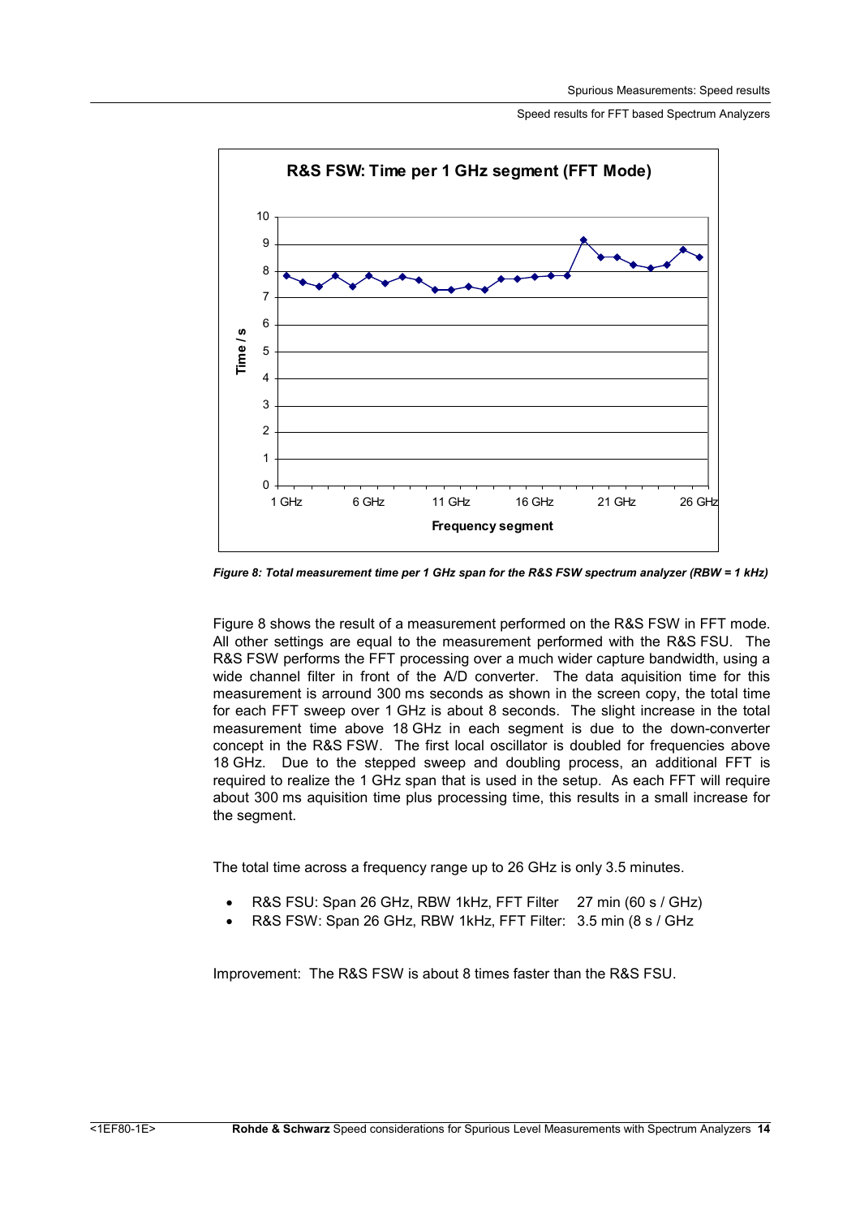Figure 8: Total measurement time per 1 GHz span for the R&S FSW spectrum analyzer (RBW = 1 kHz)

Figure 8 shows the result of a measurement performed on the R&S FSW in FFT mode. All other settings are equal to the measurement performed with the R&S FSU. The R&S FSW performs the FFT processing over a much wider capture bandwidth, using a wide channel filter in front of the A/D converter. The data aquisition time for this measurement is arround 300 ms seconds as shown in the screen copy, the total time for each FFT sweep over 1 GHz is about 8 seconds. The slight increase in the total measurement time above 18 GHz in each segment is due to the down-converter concept in the R&S FSW. The first local oscillator is doubled for frequencies above 18 GHz. Due to the stepped sweep and doubling process, an additional FFT is required to realize the 1 GHz span that is used in the setup. As each FFT will require about 300 ms aquisition time plus processing time, this results in a small increase for the segment.

The total time across a frequency range up to 26 GHz is only 3.5 minutes.

- R&S FSU: Span 26 GHz, RBW 1kHz, FFT Filter 27 min (60 s / GHz)
- R&S FSW: Span 26 GHz, RBW 1kHz, FFT Filter: 3.5 min (8 s / GHz

Improvement: The R&S FSW is about 8 times faster than the R&S FSU.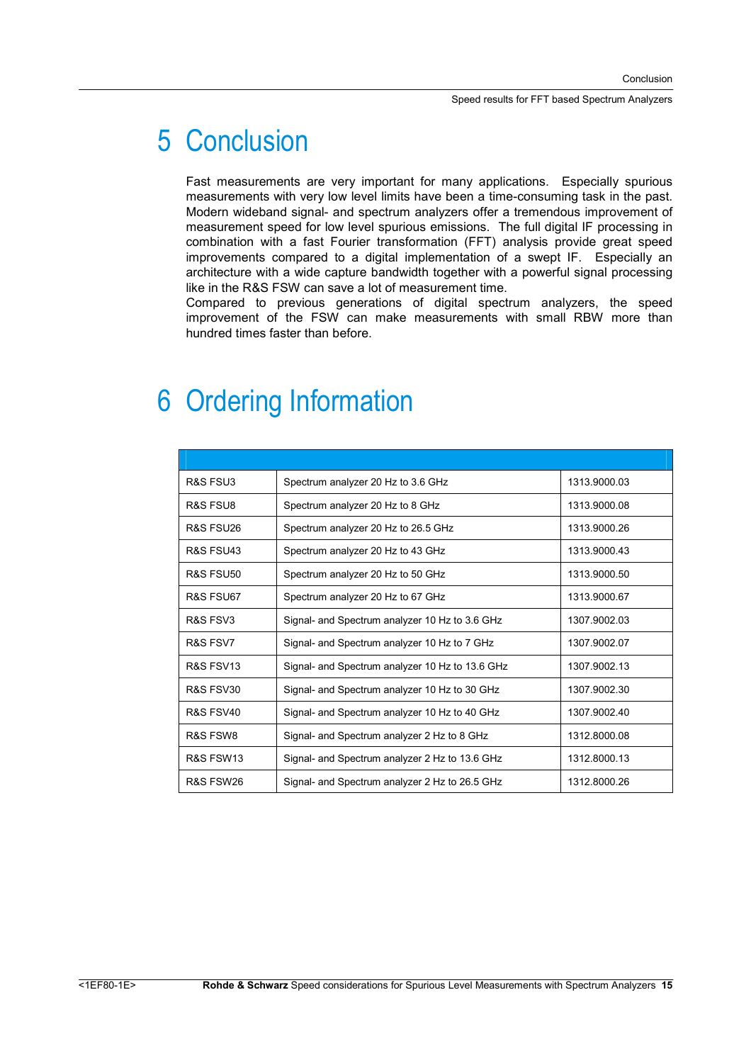# 5 Conclusion

Fast measurements are very important for many applications. Especially spurious measurements with very low level limits have been a time-consuming task in the past. Modern wideband signal- and spectrum analyzers offer a tremendous improvement of measurement speed for low level spurious emissions. The full digital IF processing in combination with a fast Fourier transformation (FFT) analysis provide great speed improvements compared to a digital implementation of a swept IF. Especially an architecture with a wide capture bandwidth together with a powerful signal processing like in the R&S FSW can save a lot of measurement time.
Compared to previous generations of digital spectrum analyzers, the speed improvement of the FSW can make measurements with small RBW more than hundred times faster than before.

# 6 Ordering Information

| | | |
|---|---|---|
| R&S FSU3 | Spectrum analyzer 20 Hz to 3.6 GHz | 1313.9000.03 |
| R&S FSU8 | Spectrum analyzer 20 Hz to 8 GHz | 1313.9000.08 |
| R&S FSU26 | Spectrum analyzer 20 Hz to 26.5 GHz | 1313.9000.26 |
| R&S FSU43 | Spectrum analyzer 20 Hz to 43 GHz | 1313.9000.43 |
| R&S FSU50 | Spectrum analyzer 20 Hz to 50 GHz | 1313.9000.50 |
| R&S FSU67 | Spectrum analyzer 20 Hz to 67 GHz | 1313.9000.67 |
| R&S FSV3 | Signal- and Spectrum analyzer 10 Hz to 3.6 GHz | 1307.9002.03 |
| R&S FSV7 | Signal- and Spectrum analyzer 10 Hz to 7 GHz | 1307.9002.07 |
| R&S FSV13 | Signal- and Spectrum analyzer 10 Hz to 13.6 GHz | 1307.9002.13 |
| R&S FSV30 | Signal- and Spectrum analyzer 10 Hz to 30 GHz | 1307.9002.30 |
| R&S FSV40 | Signal- and Spectrum analyzer 10 Hz to 40 GHz | 1307.9002.40 |
| R&S FSW8 | Signal- and Spectrum analyzer 2 Hz to 8 GHz | 1312.8000.08 |
| R&S FSW13 | Signal- and Spectrum analyzer 2 Hz to 13.6 GHz | 1312.8000.13 |
| R&S FSW26 | Signal- and Spectrum analyzer 2 Hz to 26.5 GHz | 1312.8000.26 |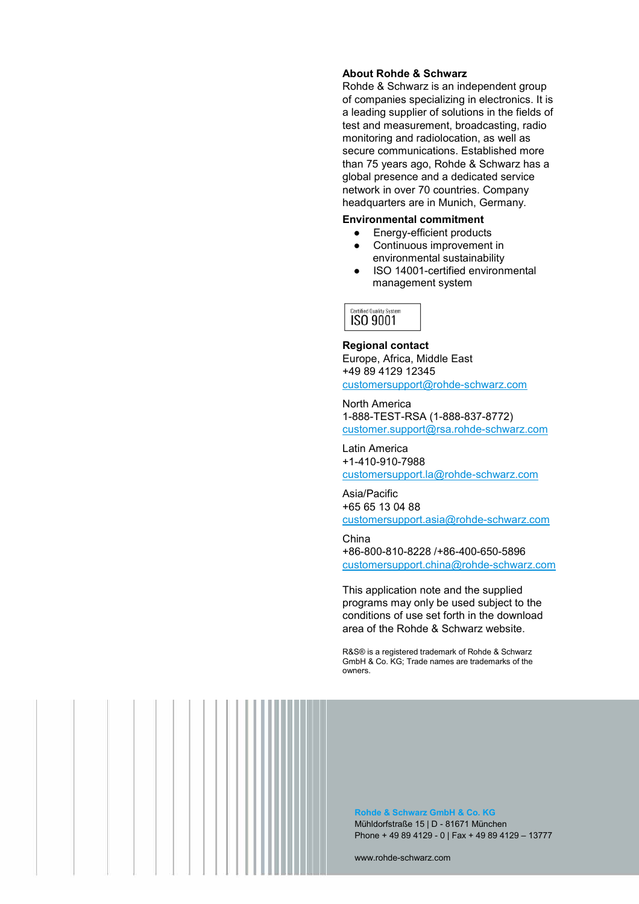## About Rohde & Schwarz

Rohde & Schwarz is an independent group of companies specializing in electronics. It is a leading supplier of solutions in the fields of test and measurement, broadcasting, radio monitoring and radiolocation, as well as secure communications. Established more than 75 years ago, Rohde & Schwarz has a global presence and a dedicated service network in over 70 countries. Company headquarters are in Munich, Germany.

## Environmental commitment

- Energy-efficient products
- Continuous improvement in environmental sustainability
- ISO 14001-certified environmental management system

Certified Quality System
ISO 9001

## Regional contact

Europe, Africa, Middle East
+49 89 4129 12345
customersupport@rohde-schwarz.com

North America
1-888-TEST-RSA (1-888-837-8772)
customer.support@rsa.rohde-schwarz.com

Latin America
+1-410-910-7988
customersupport.la@rohde-schwarz.com

Asia/Pacific
+65 65 13 04 88
customersupport.asia@rohde-schwarz.com

China
+86-800-810-8228 /+86-400-650-5896
customersupport.china@rohde-schwarz.com

This application note and the supplied programs may only be used subject to the conditions of use set forth in the download area of the Rohde & Schwarz website.

R&S® is a registered trademark of Rohde & Schwarz GmbH & Co. KG; Trade names are trademarks of the owners.

**Rohde & Schwarz GmbH & Co. KG**
Mühldorfstraße 15 | D - 81671 München
Phone + 49 89 4129 - 0 | Fax + 49 89 4129 – 13777

www.rohde-schwarz.com